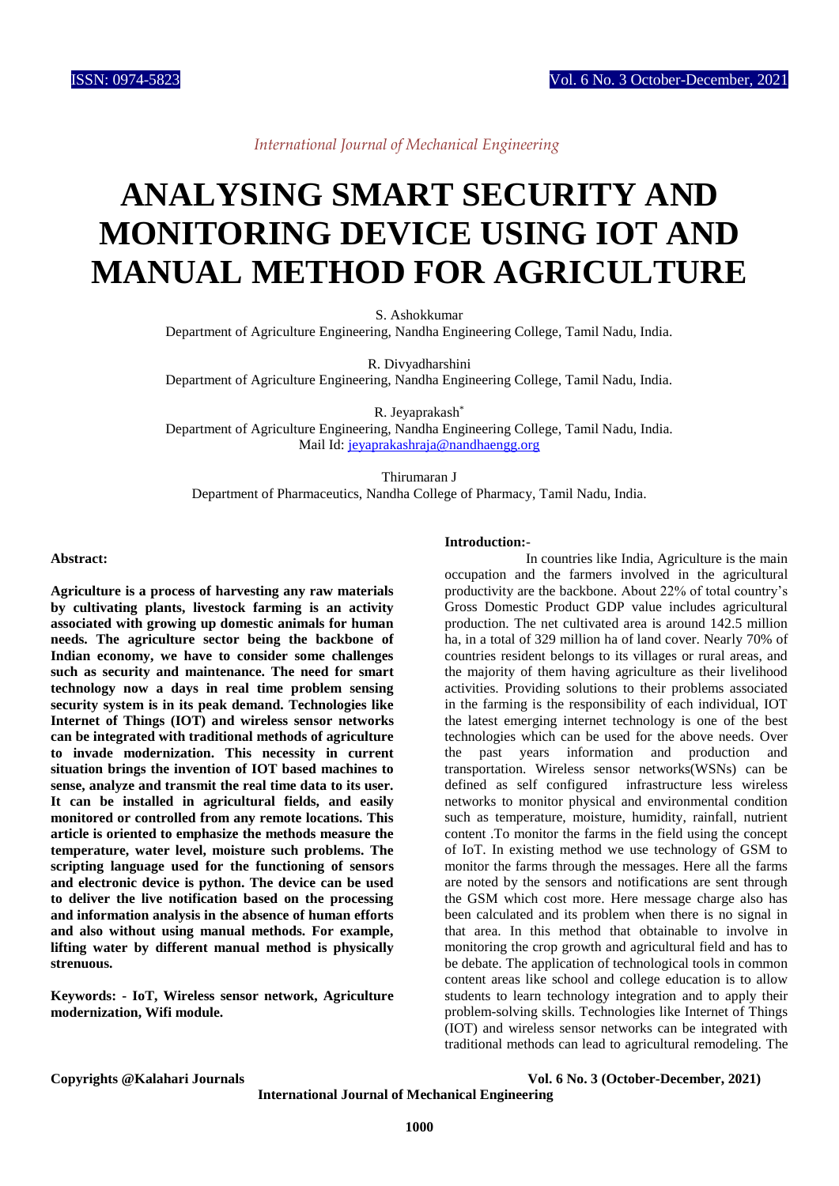*International Journal of Mechanical Engineering*

# ANALYSING SMART SECURITY AND MONITORING DEVICE USING IOT AND MANUAL METHOD FOR AGRICULTURE

S. Ashokkumar
Department of Agriculture Engineering, Nandha Engineering College, Tamil Nadu, India.

R. Divyadharshini
Department of Agriculture Engineering, Nandha Engineering College, Tamil Nadu, India.

R. Jeyaprakash[*]
Department of Agriculture Engineering, Nandha Engineering College, Tamil Nadu, India.
Mail Id: jeyaprakashraja@nandhaengg.org

Thirumaran J
Department of Pharmaceutics, Nandha College of Pharmacy, Tamil Nadu, India.

**Abstract:**

**Agriculture is a process of harvesting any raw materials by cultivating plants, livestock farming is an activity associated with growing up domestic animals for human needs. The agriculture sector being the backbone of Indian economy, we have to consider some challenges such as security and maintenance. The need for smart technology now a days in real time problem sensing security system is in its peak demand. Technologies like Internet of Things (IOT) and wireless sensor networks can be integrated with traditional methods of agriculture to invade modernization. This necessity in current situation brings the invention of IOT based machines to sense, analyze and transmit the real time data to its user. It can be installed in agricultural fields, and easily monitored or controlled from any remote locations. This article is oriented to emphasize the methods measure the temperature, water level, moisture such problems. The scripting language used for the functioning of sensors and electronic device is python. The device can be used to deliver the live notification based on the processing and information analysis in the absence of human efforts and also without using manual methods. For example, lifting water by different manual method is physically strenuous.**

**Keywords: - IoT, Wireless sensor network, Agriculture modernization, Wifi module.**

**Introduction:-**

In countries like India, Agriculture is the main occupation and the farmers involved in the agricultural productivity are the backbone. About 22% of total country's Gross Domestic Product GDP value includes agricultural production. The net cultivated area is around 142.5 million ha, in a total of 329 million ha of land cover. Nearly 70% of countries resident belongs to its villages or rural areas, and the majority of them having agriculture as their livelihood activities. Providing solutions to their problems associated in the farming is the responsibility of each individual, IOT the latest emerging internet technology is one of the best technologies which can be used for the above needs. Over the past years information and production and transportation. Wireless sensor networks(WSNs) can be defined as self configured infrastructure less wireless networks to monitor physical and environmental condition such as temperature, moisture, humidity, rainfall, nutrient content .To monitor the farms in the field using the concept of IoT. In existing method we use technology of GSM to monitor the farms through the messages. Here all the farms are noted by the sensors and notifications are sent through the GSM which cost more. Here message charge also has been calculated and its problem when there is no signal in that area. In this method that obtainable to involve in monitoring the crop growth and agricultural field and has to be debate. The application of technological tools in common content areas like school and college education is to allow students to learn technology integration and to apply their problem-solving skills. Technologies like Internet of Things (IOT) and wireless sensor networks can be integrated with traditional methods can lead to agricultural remodeling. The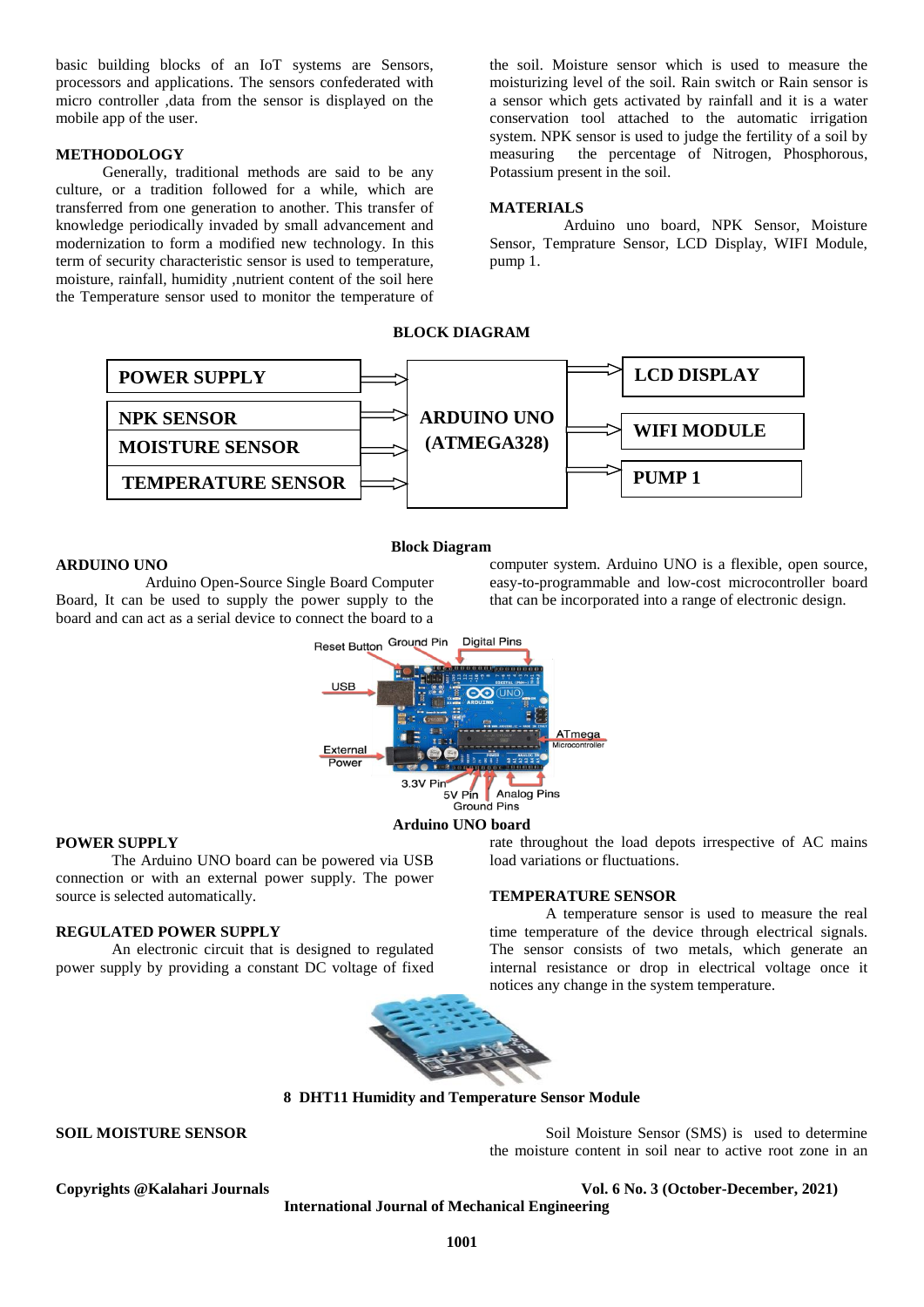basic building blocks of an IoT systems are Sensors, processors and applications. The sensors confederated with micro controller ,data from the sensor is displayed on the mobile app of the user.

## METHODOLOGY

Generally, traditional methods are said to be any culture, or a tradition followed for a while, which are transferred from one generation to another. This transfer of knowledge periodically invaded by small advancement and modernization to form a modified new technology. In this term of security characteristic sensor is used to temperature, moisture, rainfall, humidity ,nutrient content of the soil here the Temperature sensor used to monitor the temperature of the soil. Moisture sensor which is used to measure the moisturizing level of the soil. Rain switch or Rain sensor is a sensor which gets activated by rainfall and it is a water conservation tool attached to the automatic irrigation system. NPK sensor is used to judge the fertility of a soil by measuring the percentage of Nitrogen, Phosphorous, Potassium present in the soil.

## MATERIALS

Arduino uno board, NPK Sensor, Moisture Sensor, Temprature Sensor, LCD Display, WIFI Module, pump 1.

## BLOCK DIAGRAM

POWER SUPPLY → ARDUINO UNO (ATMEGA328)
NPK SENSOR → ARDUINO UNO (ATMEGA328)
MOISTURE SENSOR → ARDUINO UNO (ATMEGA328)
TEMPERATURE SENSOR → ARDUINO UNO (ATMEGA328)
ARDUINO UNO (ATMEGA328) → LCD DISPLAY
ARDUINO UNO (ATMEGA328) → WIFI MODULE
ARDUINO UNO (ATMEGA328) → PUMP 1

**Block Diagram**

## ARDUINO UNO

Arduino Open-Source Single Board Computer Board, It can be used to supply the power supply to the board and can act as a serial device to connect the board to a computer system. Arduino UNO is a flexible, open source, easy-to-programmable and low-cost microcontroller board that can be incorporated into a range of electronic design.

Reset Button, Ground Pin, Digital Pins, USB, ATmega Microcontroller, External Power, 3.3V Pin, 5V Pin, Ground Pins, Analog Pins

**Arduino UNO board**

## POWER SUPPLY

The Arduino UNO board can be powered via USB connection or with an external power supply. The power source is selected automatically.

## REGULATED POWER SUPPLY

An electronic circuit that is designed to regulated power supply by providing a constant DC voltage of fixed rate throughout the load depots irrespective of AC mains load variations or fluctuations.

## TEMPERATURE SENSOR

A temperature sensor is used to measure the real time temperature of the device through electrical signals. The sensor consists of two metals, which generate an internal resistance or drop in electrical voltage once it notices any change in the system temperature.

**8 DHT11 Humidity and Temperature Sensor Module**

## SOIL MOISTURE SENSOR

Soil Moisture Sensor (SMS) is used to determine the moisture content in soil near to active root zone in an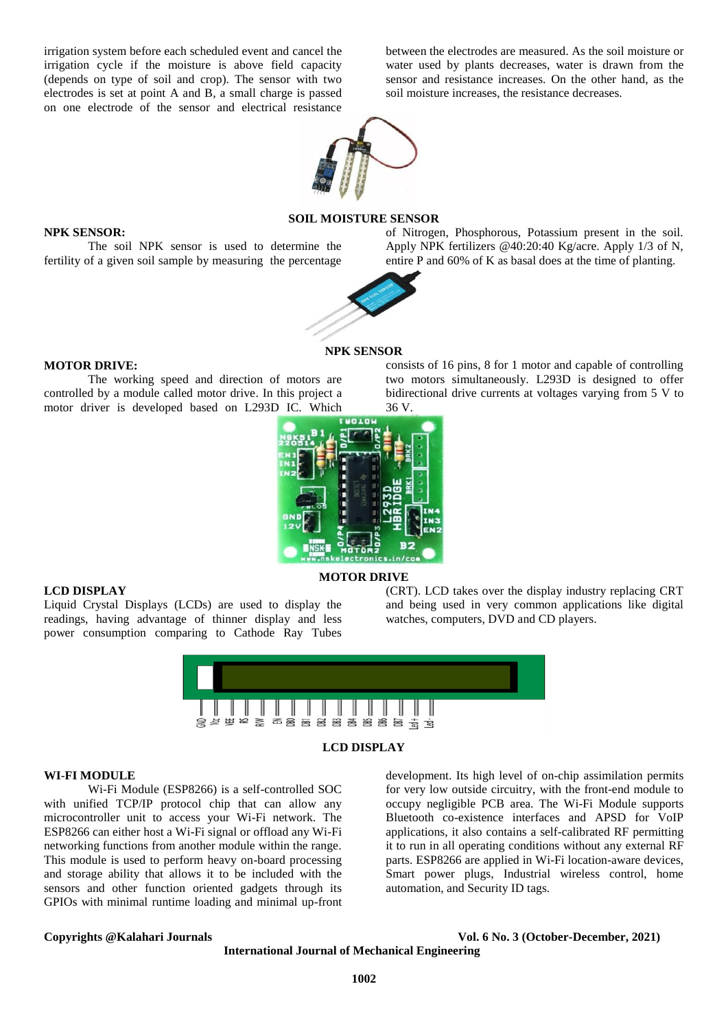irrigation system before each scheduled event and cancel the irrigation cycle if the moisture is above field capacity (depends on type of soil and crop). The sensor with two electrodes is set at point A and B, a small charge is passed on one electrode of the sensor and electrical resistance between the electrodes are measured. As the soil moisture or water used by plants decreases, water is drawn from the sensor and resistance increases. On the other hand, as the soil moisture increases, the resistance decreases.

**SOIL MOISTURE SENSOR**

**NPK SENSOR:**

The soil NPK sensor is used to determine the fertility of a given soil sample by measuring the percentage of Nitrogen, Phosphorous, Potassium present in the soil. Apply NPK fertilizers @40:20:40 Kg/acre. Apply 1/3 of N, entire P and 60% of K as basal does at the time of planting.

**NPK SENSOR**

**MOTOR DRIVE:**

The working speed and direction of motors are controlled by a module called motor drive. In this project a motor driver is developed based on L293D IC. Which consists of 16 pins, 8 for 1 motor and capable of controlling two motors simultaneously. L293D is designed to offer bidirectional drive currents at voltages varying from 5 V to 36 V.

**MOTOR DRIVE**

**LCD DISPLAY**

Liquid Crystal Displays (LCDs) are used to display the readings, having advantage of thinner display and less power consumption comparing to Cathode Ray Tubes (CRT). LCD takes over the display industry replacing CRT and being used in very common applications like digital watches, computers, DVD and CD players.

**LCD DISPLAY**

**WI-FI MODULE**

Wi-Fi Module (ESP8266) is a self-controlled SOC with unified TCP/IP protocol chip that can allow any microcontroller unit to access your Wi-Fi network. The ESP8266 can either host a Wi-Fi signal or offload any Wi-Fi networking functions from another module within the range. This module is used to perform heavy on-board processing and storage ability that allows it to be included with the sensors and other function oriented gadgets through its GPIOs with minimal runtime loading and minimal up-front development. Its high level of on-chip assimilation permits for very low outside circuitry, with the front-end module to occupy negligible PCB area. The Wi-Fi Module supports Bluetooth co-existence interfaces and APSD for VoIP applications, it also contains a self-calibrated RF permitting it to run in all operating conditions without any external RF parts. ESP8266 are applied in Wi-Fi location-aware devices, Smart power plugs, Industrial wireless control, home automation, and Security ID tags.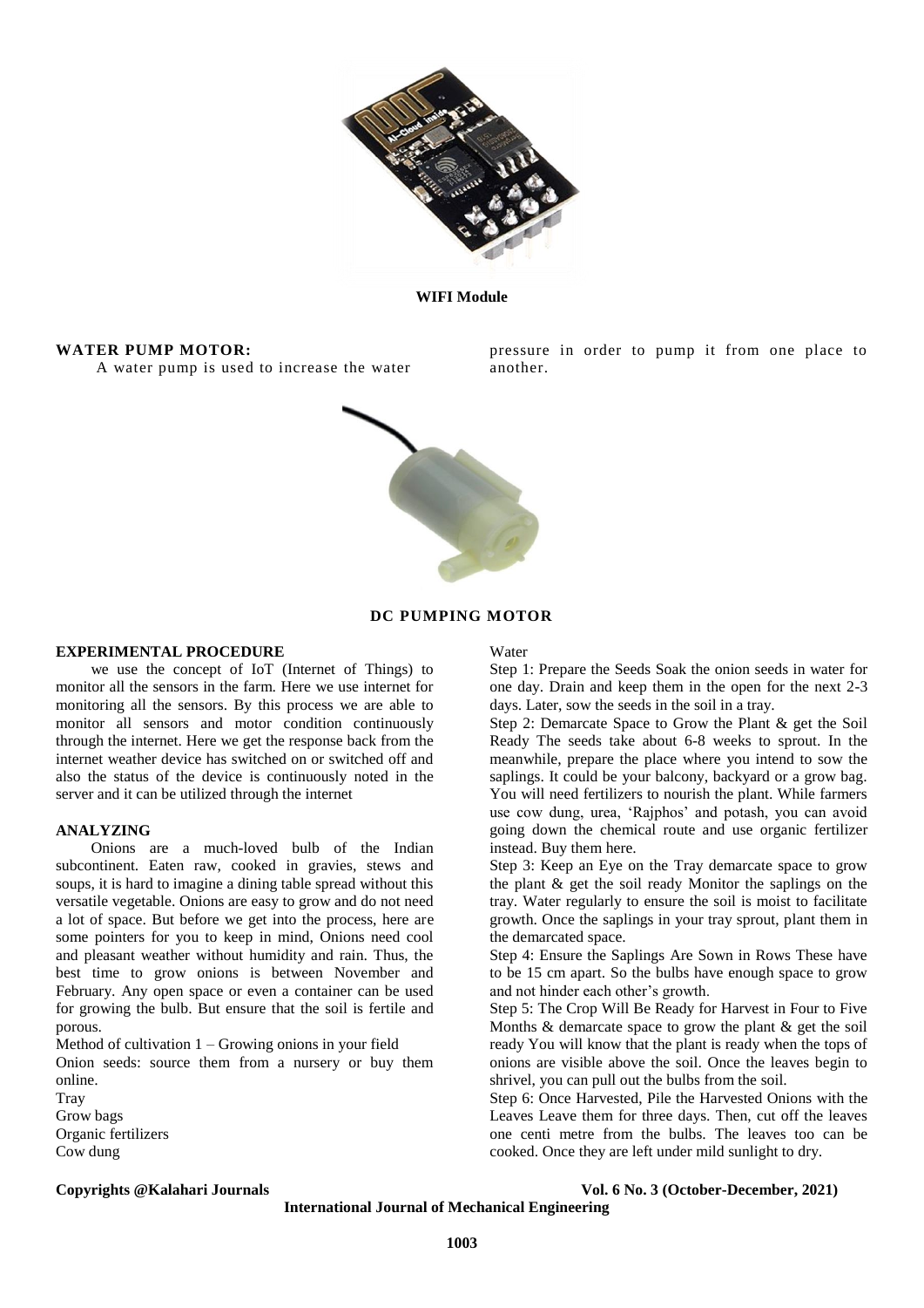WIFI Module

**WATER PUMP MOTOR:**

A water pump is used to increase the water pressure in order to pump it from one place to another.

**DC PUMPING MOTOR**

**EXPERIMENTAL PROCEDURE**

we use the concept of IoT (Internet of Things) to monitor all the sensors in the farm. Here we use internet for monitoring all the sensors. By this process we are able to monitor all sensors and motor condition continuously through the internet. Here we get the response back from the internet weather device has switched on or switched off and also the status of the device is continuously noted in the server and it can be utilized through the internet

**ANALYZING**

Onions are a much-loved bulb of the Indian subcontinent. Eaten raw, cooked in gravies, stews and soups, it is hard to imagine a dining table spread without this versatile vegetable. Onions are easy to grow and do not need a lot of space. But before we get into the process, here are some pointers for you to keep in mind, Onions need cool and pleasant weather without humidity and rain. Thus, the best time to grow onions is between November and February. Any open space or even a container can be used for growing the bulb. But ensure that the soil is fertile and porous.

Method of cultivation 1 – Growing onions in your field

Onion seeds: source them from a nursery or buy them online.

Tray

Grow bags

Organic fertilizers

Cow dung

Water

Step 1: Prepare the Seeds Soak the onion seeds in water for one day. Drain and keep them in the open for the next 2-3 days. Later, sow the seeds in the soil in a tray.

Step 2: Demarcate Space to Grow the Plant & get the Soil Ready The seeds take about 6-8 weeks to sprout. In the meanwhile, prepare the place where you intend to sow the saplings. It could be your balcony, backyard or a grow bag. You will need fertilizers to nourish the plant. While farmers use cow dung, urea, 'Rajphos' and potash, you can avoid going down the chemical route and use organic fertilizer instead. Buy them here.

Step 3: Keep an Eye on the Tray demarcate space to grow the plant & get the soil ready Monitor the saplings on the tray. Water regularly to ensure the soil is moist to facilitate growth. Once the saplings in your tray sprout, plant them in the demarcated space.

Step 4: Ensure the Saplings Are Sown in Rows These have to be 15 cm apart. So the bulbs have enough space to grow and not hinder each other's growth.

Step 5: The Crop Will Be Ready for Harvest in Four to Five Months & demarcate space to grow the plant & get the soil ready You will know that the plant is ready when the tops of onions are visible above the soil. Once the leaves begin to shrivel, you can pull out the bulbs from the soil.

Step 6: Once Harvested, Pile the Harvested Onions with the Leaves Leave them for three days. Then, cut off the leaves one centi metre from the bulbs. The leaves too can be cooked. Once they are left under mild sunlight to dry.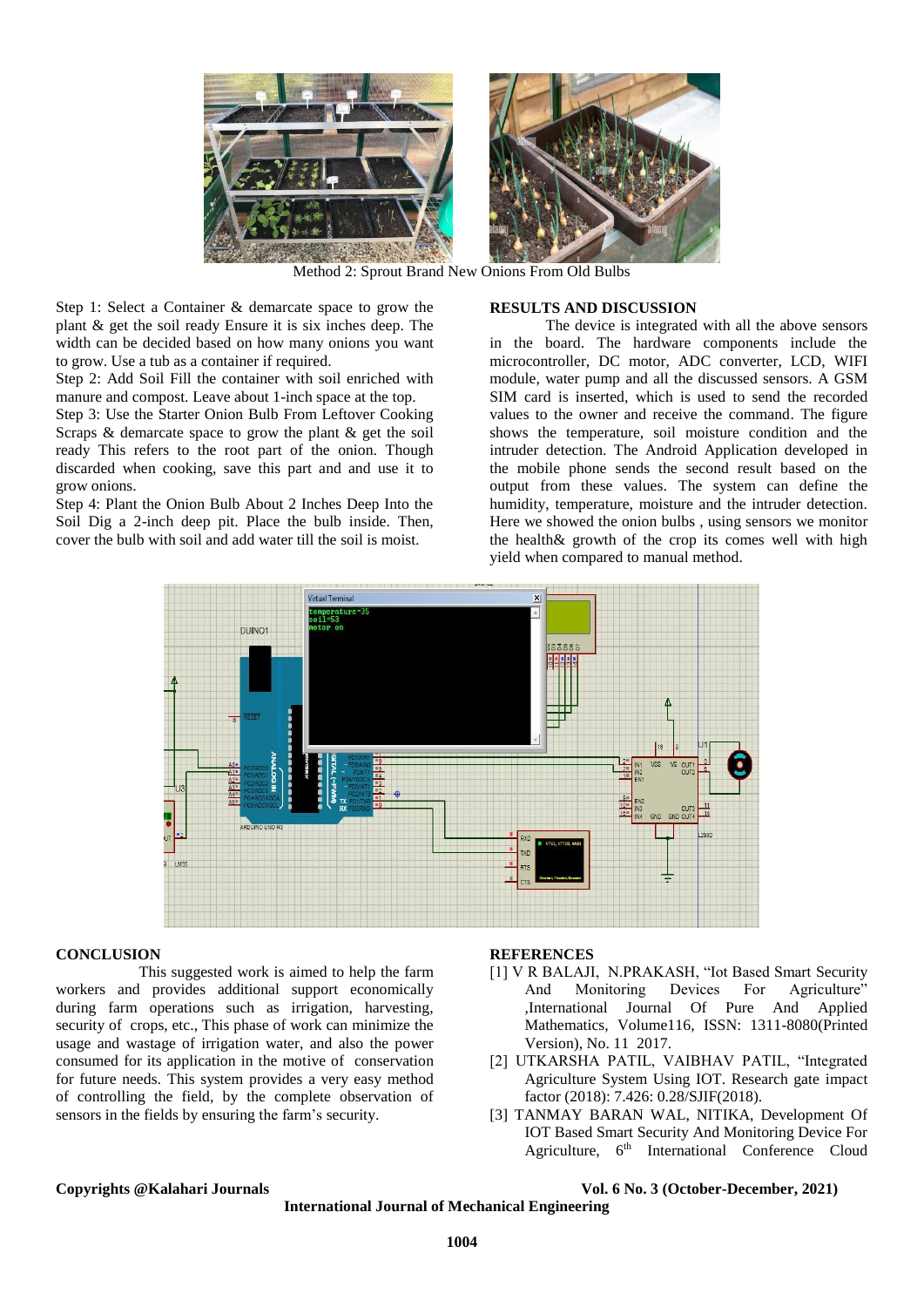Method 2: Sprout Brand New Onions From Old Bulbs

Step 1: Select a Container & demarcate space to grow the plant & get the soil ready Ensure it is six inches deep. The width can be decided based on how many onions you want to grow. Use a tub as a container if required.

Step 2: Add Soil Fill the container with soil enriched with manure and compost. Leave about 1-inch space at the top.

Step 3: Use the Starter Onion Bulb From Leftover Cooking Scraps & demarcate space to grow the plant & get the soil ready This refers to the root part of the onion. Though discarded when cooking, save this part and and use it to grow onions.

Step 4: Plant the Onion Bulb About 2 Inches Deep Into the Soil Dig a 2-inch deep pit. Place the bulb inside. Then, cover the bulb with soil and add water till the soil is moist.

## RESULTS AND DISCUSSION

The device is integrated with all the above sensors in the board. The hardware components include the microcontroller, DC motor, ADC converter, LCD, WIFI module, water pump and all the discussed sensors. A GSM SIM card is inserted, which is used to send the recorded values to the owner and receive the command. The figure shows the temperature, soil moisture condition and the intruder detection. The Android Application developed in the mobile phone sends the second result based on the output from these values. The system can define the humidity, temperature, moisture and the intruder detection. Here we showed the onion bulbs , using sensors we monitor the health& growth of the crop its comes well with high yield when compared to manual method.

## CONCLUSION

This suggested work is aimed to help the farm workers and provides additional support economically during farm operations such as irrigation, harvesting, security of crops, etc., This phase of work can minimize the usage and wastage of irrigation water, and also the power consumed for its application in the motive of conservation for future needs. This system provides a very easy method of controlling the field, by the complete observation of sensors in the fields by ensuring the farm's security.

## REFERENCES

[1] V R BALAJI, N.PRAKASH, "Iot Based Smart Security And Monitoring Devices For Agriculture" ,International Journal Of Pure And Applied Mathematics, Volume116, ISSN: 1311-8080(Printed Version), No. 11 2017.

[2] UTKARSHA PATIL, VAIBHAV PATIL, "Integrated Agriculture System Using IOT. Research gate impact factor (2018): 7.426: 0.28/SJIF(2018).

[3] TANMAY BARAN WAL, NITIKA, Development Of IOT Based Smart Security And Monitoring Device For Agriculture, 6th International Conference Cloud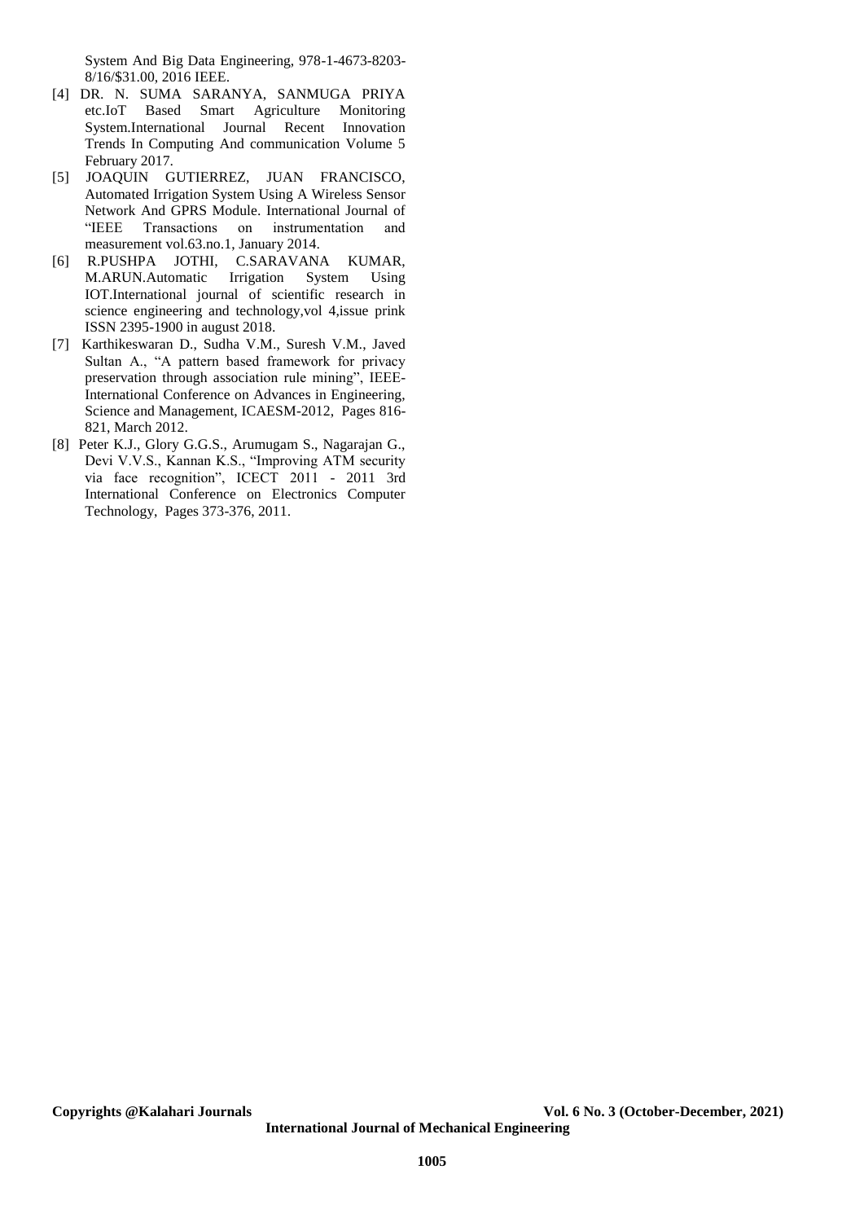System And Big Data Engineering, 978-1-4673-8203-8/16/$31.00, 2016 IEEE.

[4] DR. N. SUMA SARANYA, SANMUGA PRIYA etc.IoT Based Smart Agriculture Monitoring System.International Journal Recent Innovation Trends In Computing And communication Volume 5 February 2017.

[5] JOAQUIN GUTIERREZ, JUAN FRANCISCO, Automated Irrigation System Using A Wireless Sensor Network And GPRS Module. International Journal of "IEEE Transactions on instrumentation and measurement vol.63.no.1, January 2014.

[6] R.PUSHPA JOTHI, C.SARAVANA KUMAR, M.ARUN.Automatic Irrigation System Using IOT.International journal of scientific research in science engineering and technology,vol 4,issue prink ISSN 2395-1900 in august 2018.

[7] Karthikeswaran D., Sudha V.M., Suresh V.M., Javed Sultan A., "A pattern based framework for privacy preservation through association rule mining", IEEE-International Conference on Advances in Engineering, Science and Management, ICAESM-2012, Pages 816-821, March 2012.

[8] Peter K.J., Glory G.G.S., Arumugam S., Nagarajan G., Devi V.V.S., Kannan K.S., "Improving ATM security via face recognition", ICECT 2011 - 2011 3rd International Conference on Electronics Computer Technology, Pages 373-376, 2011.